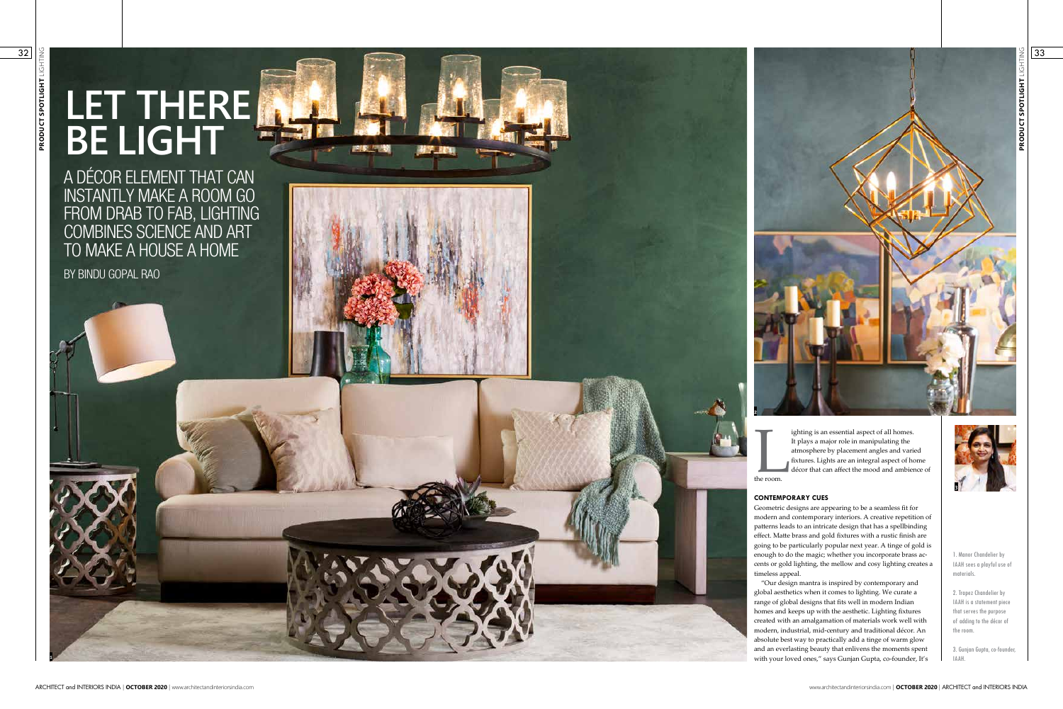# LET THERE BE LIGHT

A DÉCOR ELEMENT THAT CAN INSTANTLY MAKE A ROOM GO FROM DRAB TO FAB, LIGHTING COMBINES SCIENCE AND ART TO MAKE A HOUSE A HOME

BY BINDU GOPAL RAO

Lighting is an essential aspect of all homes. It plays a major role in manipulating the atmosphere by placement angles and varied fixtures. Lights are an integral aspect of home décor that can affect the mood and ambience of the room.

### CONTEMPORARY CUES

Geometric designs are appearing to be a seamless fit for modern and contemporary interiors. A creative repetition of patterns leads to an intricate design that has a spellbinding effect. Matte brass and gold fixtures with a rustic finish are going to be particularly popular next year. A tinge of gold is enough to do the magic; whether you incorporate brass accents or gold lighting, the mellow and cosy lighting creates a timeless appeal.

"Our design mantra is inspired by contemporary and global aesthetics when it comes to lighting. We curate a range of global designs that fits well in modern Indian homes and keeps up with the aesthetic. Lighting fixtures created with an amalgamation of materials work well with modern, industrial, mid-century and traditional décor. An absolute best way to practically add a tinge of warm glow and an everlasting beauty that enlivens the moments spent with your loved ones," says Gunjan Gupta, co-founder, It's

1. Manor Chandelier by IAAH sees a playful use of materials.

2. Trapez Chandelier by IAAH is a statement piece that serves the purpose of adding to the décor of the room.

3. Gunjan Gupta, co-founder, IAAH.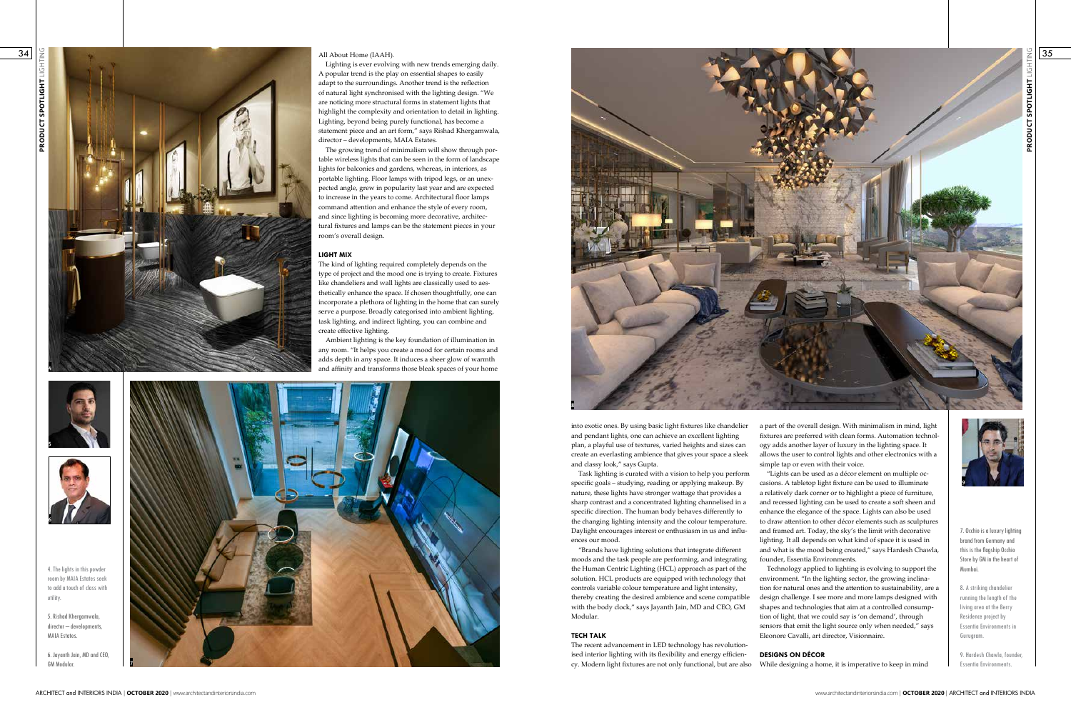All About Home (IAAH).

Lighting is ever evolving with new trends emerging daily. A popular trend is the play on essential shapes to easily adapt to the surroundings. Another trend is the reflection of natural light synchronised with the lighting design. "We are noticing more structural forms in statement lights that highlight the complexity and orientation to detail in lighting. Lighting, beyond being purely functional, has become a statement piece and an art form," says Rishad Khergamwala, director – developments, MAIA Estates.

The growing trend of minimalism will show through portable wireless lights that can be seen in the form of landscape lights for balconies and gardens, whereas, in interiors, as portable lighting. Floor lamps with tripod legs, or an unexpected angle, grew in popularity last year and are expected to increase in the years to come. Architectural floor lamps command attention and enhance the style of every room, and since lighting is becoming more decorative, architectural fixtures and lamps can be the statement pieces in your room's overall design.

### LIGHT MIX

The kind of lighting required completely depends on the type of project and the mood one is trying to create. Fixtures like chandeliers and wall lights are classically used to aesthetically enhance the space. If chosen thoughtfully, one can incorporate a plethora of lighting in the home that can surely serve a purpose. Broadly categorised into ambient lighting, task lighting, and indirect lighting, you can combine and create effective lighting.

Ambient lighting is the key foundation of illumination in any room. "It helps you create a mood for certain rooms and adds depth in any space. It induces a sheer glow of warmth and affinity and transforms those bleak spaces of your home into exotic ones. By using basic light fixtures like chandelier and pendant lights, one can achieve an excellent lighting plan, a playful use of textures, varied heights and sizes can create an everlasting ambience that gives your space a sleek and classy look," says Gupta.

Task lighting is curated with a vision to help you perform specific goals – studying, reading or applying makeup. By nature, these lights have stronger wattage that provides a sharp contrast and a concentrated lighting channelised in a specific direction. The human body behaves differently to the changing lighting intensity and the colour temperature. Daylight encourages interest or enthusiasm in us and influences our mood.

"Brands have lighting solutions that integrate different moods and the task people are performing, and integrating the Human Centric Lighting (HCL) approach as part of the solution. HCL products are equipped with technology that controls variable colour temperature and light intensity, thereby creating the desired ambience and scene compatible with the body clock," says Jayanth Jain, MD and CEO, GM Modular.

### TECH TALK

The recent advancement in LED technology has revolutionised interior lighting with its flexibility and energy efficiency. Modern light fixtures are not only functional, but are also a part of the overall design. With minimalism in mind, light fixtures are preferred with clean forms. Automation technology adds another layer of luxury in the lighting space. It allows the user to control lights and other electronics with a simple tap or even with their voice.

"Lights can be used as a décor element on multiple occasions. A tabletop light fixture can be used to illuminate a relatively dark corner or to highlight a piece of furniture, and recessed lighting can be used to create a soft sheen and enhance the elegance of the space. Lights can also be used to draw attention to other décor elements such as sculptures and framed art. Today, the sky's the limit with decorative lighting. It all depends on what kind of space it is used in and what is the mood being created," says Hardesh Chawla, founder, Essentia Environments.

Technology applied to lighting is evolving to support the environment. "In the lighting sector, the growing inclination for natural ones and the attention to sustainability, are a design challenge. I see more and more lamps designed with shapes and technologies that aim at a controlled consumption of light, that we could say is 'on demand', through sensors that emit the light source only when needed," says Eleonore Cavalli, art director, Visionnaire.

### DESIGNS ON DÉCOR

While designing a home, it is imperative to keep in mind

4. The lights in this powder room by MAIA Estates seek to add a touch of class with utility.

5. Rishad Khergamwala, director – developments, MAIA Estates.

6. Jayanth Jain, MD and CEO, GM Modular.

7. Occhio is a luxury lighting brand from Germany and this is the flagship Occhio Store by GM in the heart of Mumbai.

8. A striking chandelier running the length of the living area at the Berry Residence project by Essentia Environments in Gurugram.

9. Hardesh Chawla, founder, Essentia Environments.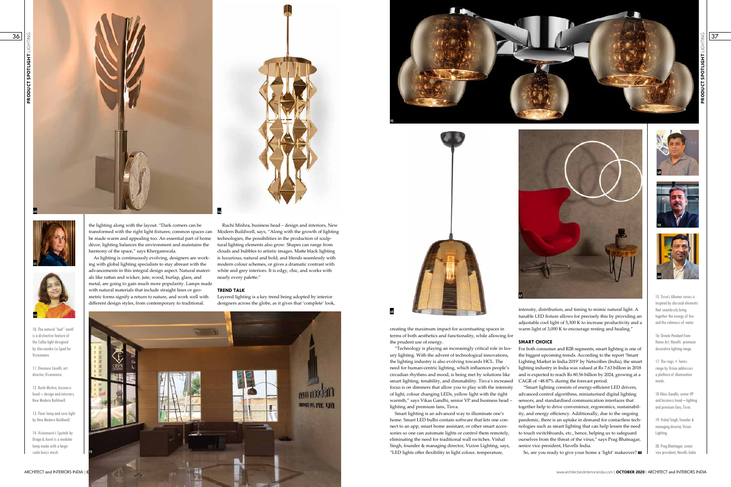the lighting along with the layout. "Dark corners can be transformed with the right light fixtures; common spaces can be made warm and appealing too. An essential part of home décor, lighting balances the environment and maintains the harmony of the space," says Khergamwala.

As lighting is continuously evolving, designers are working with global lighting specialists to stay abreast with the advancements in this integral design aspect. Natural materials like rattan and wicker, jute, wood, burlap, glass, and metal, are going to gain much more popularity. Lamps made with natural materials that include straight lines or geometric forms signify a return to nature, and work well with different design styles, from contemporary to traditional.

Ruchi Mishra, business head – design and interiors, New Modern Buildwell, says, "Along with the growth of lighting technologies, the possibilities in the production of sculptural lighting elements also grow. Shapes can range from clouds and bubbles to artistic images. Matte black lighting is luxurious, natural and bold, and blends seamlessly with modern colour schemes, or gives a dramatic contrast with white and grey interiors. It is edgy, chic, and works with nearly every palette."

### TREND TALK

Layered lighting is a key trend being adopted by interior designers across the globe, as it gives that 'complete' look, creating the maximum impact for accentuating spaces in terms of both aesthetics and functionality, while allowing for the prudent use of energy.

"Technology is playing an increasingly critical role in luxury lighting. With the advent of technological innovations, the lighting industry is also evolving towards HCL. The need for human-centric lighting, which influences people's circadian rhythms and mood, is being met by solutions like smart lighting, tenability, and dimmability. Tisva's increased focus is on dimmers that allow you to play with the intensity of light, colour changing LEDs, yellow light with the right warmth," says Vikas Gandhi, senior VP and business head – lighting and premium fans, Tisva.

Smart lighting is an advanced way to illuminate one's home. Smart LED bulbs contain software that lets one connect to an app, smart home assistant, or other smart accessories so one can automate lights or control them remotely, eliminating the need for traditional wall switches. Vishal Singh, founder & managing director, Vizion Lighting, says, "LED lights offer flexibility in light colour, temperature, intensity, distribution, and timing to mimic natural light. A tunable LED fixture allows for precisely this by providing an adjustable cool light of 5,300 K to increase productivity and a warm light of 3,000 K to encourage resting and healing."

### SMART CHOICE

For both consumer and B2B segments, smart lighting is one of the biggest upcoming trends. According to the report 'Smart Lighting Market in India 2019' by Netscribes (India), the smart lighting industry in India was valued at Rs 7.63 billion in 2018 and is expected to reach Rs 80.56 billion by 2024, growing at a CAGR of ~48.87% during the forecast period.

"Smart lighting consists of energy-efficient LED drivers, advanced control algorithms, miniaturised digital lighting sensors, and standardised communication interfaces that together help to drive convenience, ergonomics, sustainability, and energy efficiency. Additionally, due to the ongoing pandemic, there is an uptake in demand for contactless technologies such as smart lighting that can help lessen the need to touch switchboards, etc., hence, helping us to safeguard ourselves from the threat of the virus," says Prag Bhatnagar, senior vice president, Havells India.

So, are you ready to give your home a 'light' makeover?

10. The natural "leaf" motif is a distinctive feature of the Callia light designed by Alessandro La Spad for Visionnaire.

11. Eleonore Cavalli, art director, Visionnaire.

12. Ruchi Mishra, business head – design and interiors, New Modern Buildwell.

13. Floor lamp and cove light by New Modern Buildwell.

14. Visionnaire's Sputnik by Draga & Aurel is a modular lamp made with a large-scale brass mesh.

15. Tisva's Allumer series is inspired by classical elements that seamlessly bring together the energy of fire and the calmness of water.

16. Ornate Pendant from Home Art, Havells' premium decorative lighting range.

17. The rings + forms range by Vizion addresses a plethora of illumination needs.

18 Vikas Gandhi, senior VP and business head – lighting and premium fans, Tisva.

19. Vishal Singh, founder & managing director, Vizion Lighting.

20. Prag Bhatnagar, senior vice president, Havells India.